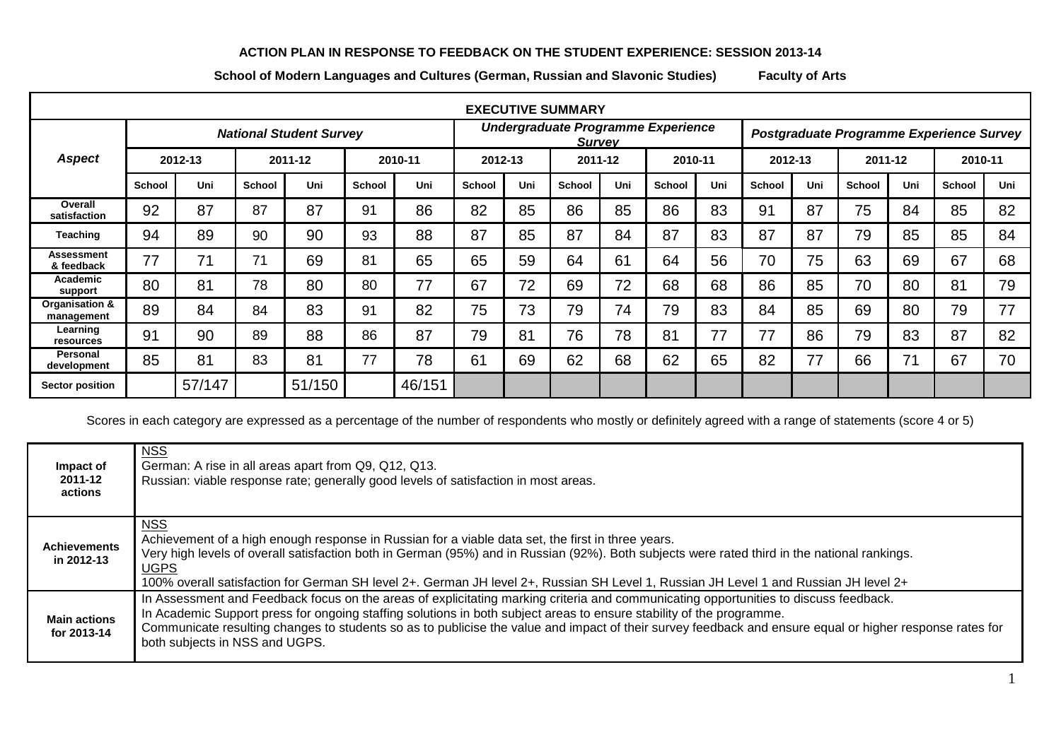**ACTION PLAN IN RESPONSE TO FEEDBACK ON THE STUDENT EXPERIENCE: SESSION 2013-14**

**School of Modern Languages and Cultures (German, Russian and Slavonic Studies)** **Faculty of Arts**

| **EXECUTIVE SUMMARY** | | | | | | | | | | | | | | | | | | |
|---|---|---|---|---|---|---|---|---|---|---|---|---|---|---|---|---|---|---|
| ***Aspect*** | ***National Student Survey*** | | | | | | ***Undergraduate Programme Experience Survey*** | | | | | | ***Postgraduate Programme Experience Survey*** | | | | | |
| | **2012-13** | | **2011-12** | | **2010-11** | | **2012-13** | | **2011-12** | | **2010-11** | | **2012-13** | | **2011-12** | | **2010-11** | |
| | **School** | **Uni** | **School** | **Uni** | **School** | **Uni** | **School** | **Uni** | **School** | **Uni** | **School** | **Uni** | **School** | **Uni** | **School** | **Uni** | **School** | **Uni** |
| **Overall satisfaction** | 92 | 87 | 87 | 87 | 91 | 86 | 82 | 85 | 86 | 85 | 86 | 83 | 91 | 87 | 75 | 84 | 85 | 82 |
| **Teaching** | 94 | 89 | 90 | 90 | 93 | 88 | 87 | 85 | 87 | 84 | 87 | 83 | 87 | 87 | 79 | 85 | 85 | 84 |
| **Assessment & feedback** | 77 | 71 | 71 | 69 | 81 | 65 | 65 | 59 | 64 | 61 | 64 | 56 | 70 | 75 | 63 | 69 | 67 | 68 |
| **Academic support** | 80 | 81 | 78 | 80 | 80 | 77 | 67 | 72 | 69 | 72 | 68 | 68 | 86 | 85 | 70 | 80 | 81 | 79 |
| **Organisation & management** | 89 | 84 | 84 | 83 | 91 | 82 | 75 | 73 | 79 | 74 | 79 | 83 | 84 | 85 | 69 | 80 | 79 | 77 |
| **Learning resources** | 91 | 90 | 89 | 88 | 86 | 87 | 79 | 81 | 76 | 78 | 81 | 77 | 77 | 86 | 79 | 83 | 87 | 82 |
| **Personal development** | 85 | 81 | 83 | 81 | 77 | 78 | 61 | 69 | 62 | 68 | 62 | 65 | 82 | 77 | 66 | 71 | 67 | 70 |
| **Sector position** | | 57/147 | | 51/150 | | 46/151 | | | | | | | | | | | | |

Scores in each category are expressed as a percentage of the number of respondents who mostly or definitely agreed with a range of statements (score 4 or 5)

| | |
|---|---|
| **Impact of 2011-12 actions** | NSS<br>German: A rise in all areas apart from Q9, Q12, Q13.<br>Russian: viable response rate; generally good levels of satisfaction in most areas. |
| **Achievements in 2012-13** | NSS<br>Achievement of a high enough response in Russian for a viable data set, the first in three years.<br>Very high levels of overall satisfaction both in German (95%) and in Russian (92%). Both subjects were rated third in the national rankings.<br>UGPS<br>100% overall satisfaction for German SH level 2+. German JH level 2+, Russian SH Level 1, Russian JH Level 1 and Russian JH level 2+ |
| **Main actions for 2013-14** | In Assessment and Feedback focus on the areas of explicitating marking criteria and communicating opportunities to discuss feedback.<br>In Academic Support press for ongoing staffing solutions in both subject areas to ensure stability of the programme.<br>Communicate resulting changes to students so as to publicise the value and impact of their survey feedback and ensure equal or higher response rates for both subjects in NSS and UGPS. |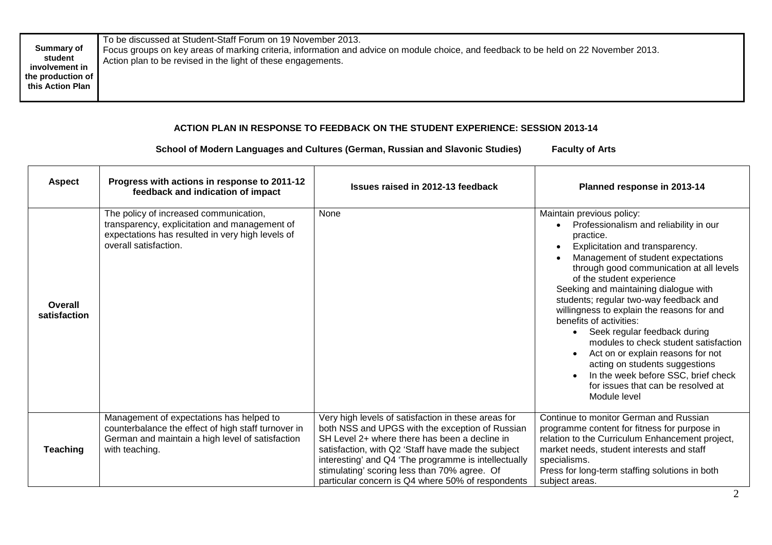| Summary of student involvement in the production of this Action Plan | To be discussed at Student-Staff Forum on 19 November 2013.<br>Focus groups on key areas of marking criteria, information and advice on module choice, and feedback to be held on 22 November 2013.<br>Action plan to be revised in the light of these engagements. |
|---|---|

**ACTION PLAN IN RESPONSE TO FEEDBACK ON THE STUDENT EXPERIENCE: SESSION 2013-14**

**School of Modern Languages and Cultures (German, Russian and Slavonic Studies) Faculty of Arts**

| Aspect | Progress with actions in response to 2011-12 feedback and indication of impact | Issues raised in 2012-13 feedback | Planned response in 2013-14 |
|---|---|---|---|
| **Overall satisfaction** | The policy of increased communication, transparency, explicitation and management of expectations has resulted in very high levels of overall satisfaction. | None | Maintain previous policy:<br>• Professionalism and reliability in our practice.<br>• Explicitation and transparency.<br>• Management of student expectations through good communication at all levels of the student experience<br>Seeking and maintaining dialogue with students; regular two-way feedback and willingness to explain the reasons for and benefits of activities:<br>• Seek regular feedback during modules to check student satisfaction<br>• Act on or explain reasons for not acting on students suggestions<br>• In the week before SSC, brief check for issues that can be resolved at Module level |
| **Teaching** | Management of expectations has helped to counterbalance the effect of high staff turnover in German and maintain a high level of satisfaction with teaching. | Very high levels of satisfaction in these areas for both NSS and UPGS with the exception of Russian SH Level 2+ where there has been a decline in satisfaction, with Q2 'Staff have made the subject interesting' and Q4 'The programme is intellectually stimulating' scoring less than 70% agree. Of particular concern is Q4 where 50% of respondents | Continue to monitor German and Russian programme content for fitness for purpose in relation to the Curriculum Enhancement project, market needs, student interests and staff specialisms.<br>Press for long-term staffing solutions in both subject areas. |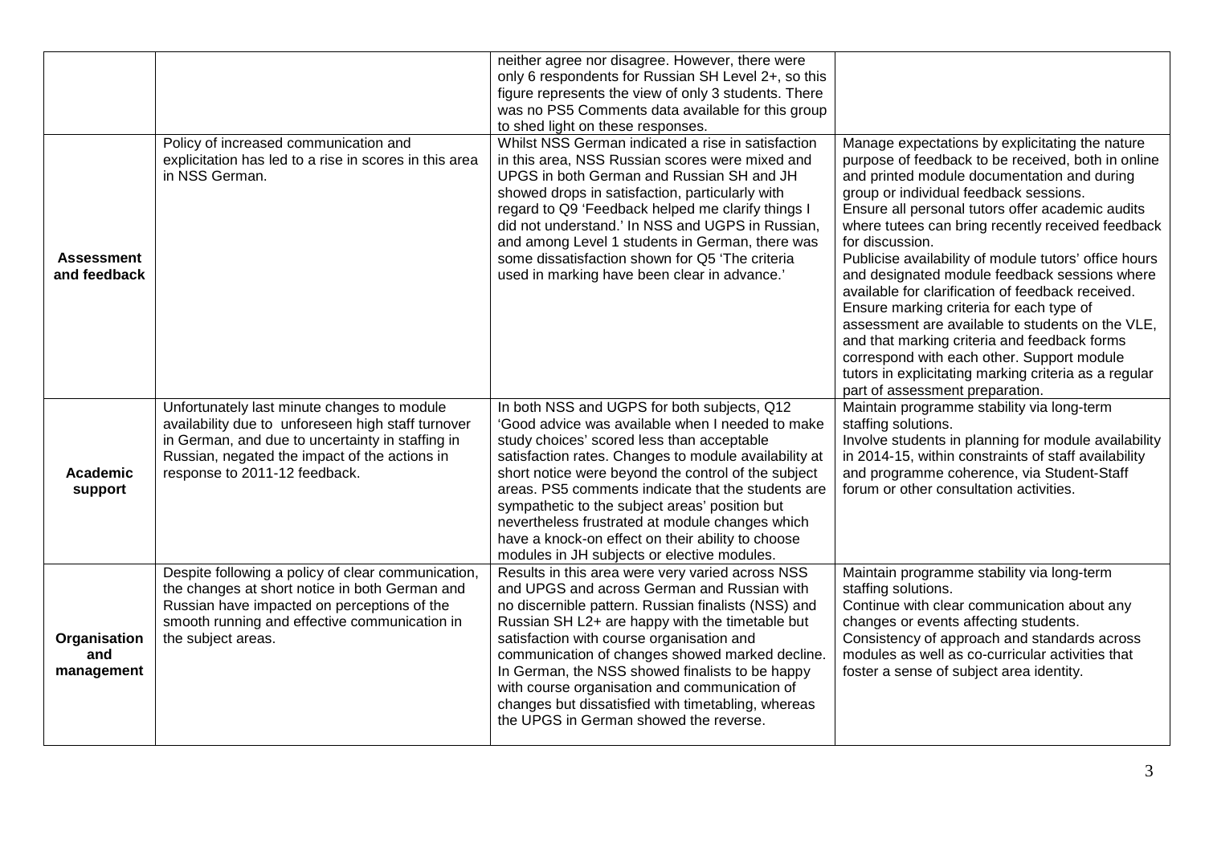| | | | |
|---|---|---|---|
| | | neither agree nor disagree. However, there were only 6 respondents for Russian SH Level 2+, so this figure represents the view of only 3 students. There was no PS5 Comments data available for this group to shed light on these responses. | |
| **Assessment and feedback** | Policy of increased communication and explicitation has led to a rise in scores in this area in NSS German. | Whilst NSS German indicated a rise in satisfaction in this area, NSS Russian scores were mixed and UPGS in both German and Russian SH and JH showed drops in satisfaction, particularly with regard to Q9 'Feedback helped me clarify things I did not understand.' In NSS and UGPS in Russian, and among Level 1 students in German, there was some dissatisfaction shown for Q5 'The criteria used in marking have been clear in advance.' | Manage expectations by explicitating the nature purpose of feedback to be received, both in online and printed module documentation and during group or individual feedback sessions. Ensure all personal tutors offer academic audits where tutees can bring recently received feedback for discussion. Publicise availability of module tutors' office hours and designated module feedback sessions where available for clarification of feedback received. Ensure marking criteria for each type of assessment are available to students on the VLE, and that marking criteria and feedback forms correspond with each other. Support module tutors in explicitating marking criteria as a regular part of assessment preparation. |
| **Academic support** | Unfortunately last minute changes to module availability due to unforeseen high staff turnover in German, and due to uncertainty in staffing in Russian, negated the impact of the actions in response to 2011-12 feedback. | In both NSS and UGPS for both subjects, Q12 'Good advice was available when I needed to make study choices' scored less than acceptable satisfaction rates. Changes to module availability at short notice were beyond the control of the subject areas. PS5 comments indicate that the students are sympathetic to the subject areas' position but nevertheless frustrated at module changes which have a knock-on effect on their ability to choose modules in JH subjects or elective modules. | Maintain programme stability via long-term staffing solutions. Involve students in planning for module availability in 2014-15, within constraints of staff availability and programme coherence, via Student-Staff forum or other consultation activities. |
| **Organisation and management** | Despite following a policy of clear communication, the changes at short notice in both German and Russian have impacted on perceptions of the smooth running and effective communication in the subject areas. | Results in this area were very varied across NSS and UPGS and across German and Russian with no discernible pattern. Russian finalists (NSS) and Russian SH L2+ are happy with the timetable but satisfaction with course organisation and communication of changes showed marked decline. In German, the NSS showed finalists to be happy with course organisation and communication of changes but dissatisfied with timetabling, whereas the UPGS in German showed the reverse. | Maintain programme stability via long-term staffing solutions. Continue with clear communication about any changes or events affecting students. Consistency of approach and standards across modules as well as co-curricular activities that foster a sense of subject area identity. |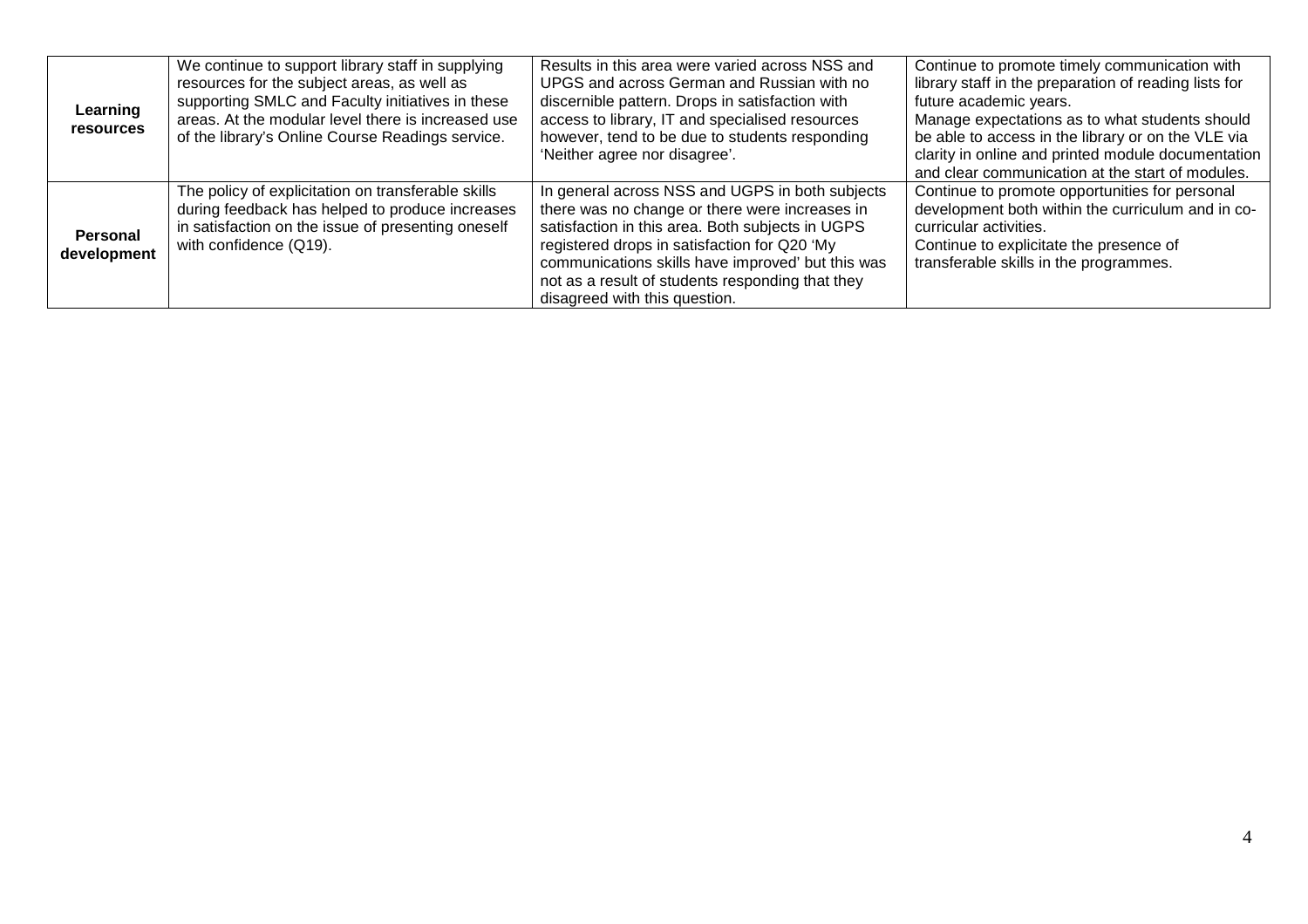| | | | |
|---|---|---|---|
| **Learning resources** | We continue to support library staff in supplying resources for the subject areas, as well as supporting SMLC and Faculty initiatives in these areas. At the modular level there is increased use of the library's Online Course Readings service. | Results in this area were varied across NSS and UPGS and across German and Russian with no discernible pattern. Drops in satisfaction with access to library, IT and specialised resources however, tend to be due to students responding 'Neither agree nor disagree'. | Continue to promote timely communication with library staff in the preparation of reading lists for future academic years. Manage expectations as to what students should be able to access in the library or on the VLE via clarity in online and printed module documentation and clear communication at the start of modules. |
| **Personal development** | The policy of explicitation on transferable skills during feedback has helped to produce increases in satisfaction on the issue of presenting oneself with confidence (Q19). | In general across NSS and UGPS in both subjects there was no change or there were increases in satisfaction in this area. Both subjects in UGPS registered drops in satisfaction for Q20 'My communications skills have improved' but this was not as a result of students responding that they disagreed with this question. | Continue to promote opportunities for personal development both within the curriculum and in co-curricular activities. Continue to explicitate the presence of transferable skills in the programmes. |